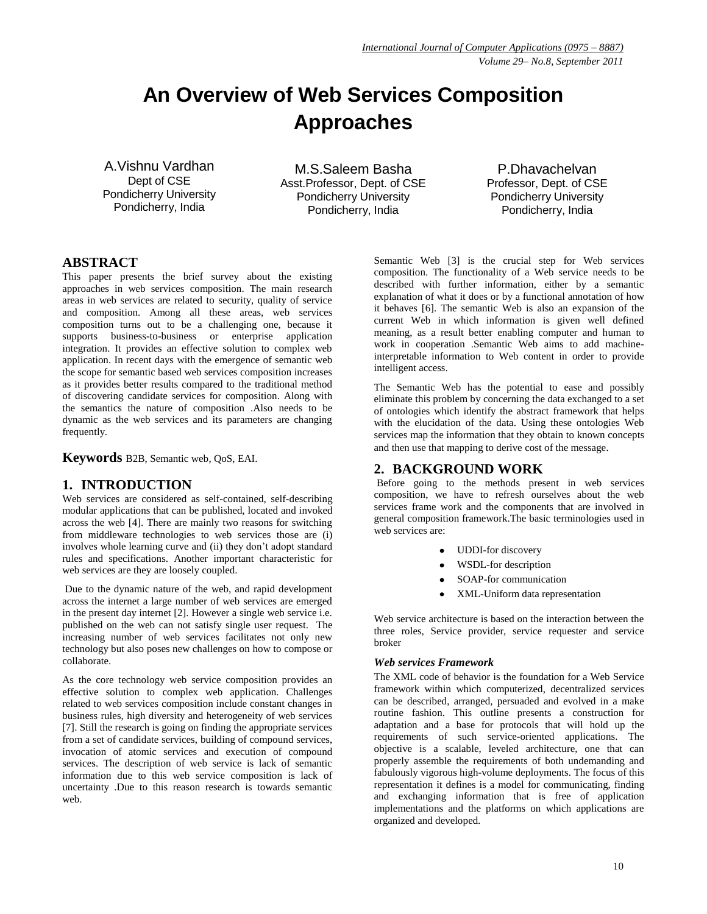# An Overview of Web Services Composition Approaches

A.Vishnu Vardhan
Dept of CSE
Pondicherry University
Pondicherry, India

M.S.Saleem Basha
Asst.Professor, Dept. of CSE
Pondicherry University
Pondicherry, India

P.Dhavachelvan
Professor, Dept. of CSE
Pondicherry University
Pondicherry, India

## ABSTRACT

This paper presents the brief survey about the existing approaches in web services composition. The main research areas in web services are related to security, quality of service and composition. Among all these areas, web services composition turns out to be a challenging one, because it supports business-to-business or enterprise application integration. It provides an effective solution to complex web application. In recent days with the emergence of semantic web the scope for semantic based web services composition increases as it provides better results compared to the traditional method of discovering candidate services for composition. Along with the semantics the nature of composition .Also needs to be dynamic as the web services and its parameters are changing frequently.

**Keywords** B2B, Semantic web, QoS, EAI.

## 1. INTRODUCTION

Web services are considered as self-contained, self-describing modular applications that can be published, located and invoked across the web [4]. There are mainly two reasons for switching from middleware technologies to web services those are (i) involves whole learning curve and (ii) they don't adopt standard rules and specifications. Another important characteristic for web services are they are loosely coupled.

Due to the dynamic nature of the web, and rapid development across the internet a large number of web services are emerged in the present day internet [2]. However a single web service i.e. published on the web can not satisfy single user request. The increasing number of web services facilitates not only new technology but also poses new challenges on how to compose or collaborate.

As the core technology web service composition provides an effective solution to complex web application. Challenges related to web services composition include constant changes in business rules, high diversity and heterogeneity of web services [7]. Still the research is going on finding the appropriate services from a set of candidate services, building of compound services, invocation of atomic services and execution of compound services. The description of web service is lack of semantic information due to this web service composition is lack of uncertainty .Due to this reason research is towards semantic web.

Semantic Web [3] is the crucial step for Web services composition. The functionality of a Web service needs to be described with further information, either by a semantic explanation of what it does or by a functional annotation of how it behaves [6]. The semantic Web is also an expansion of the current Web in which information is given well defined meaning, as a result better enabling computer and human to work in cooperation .Semantic Web aims to add machine-interpretable information to Web content in order to provide intelligent access.

The Semantic Web has the potential to ease and possibly eliminate this problem by concerning the data exchanged to a set of ontologies which identify the abstract framework that helps with the elucidation of the data. Using these ontologies Web services map the information that they obtain to known concepts and then use that mapping to derive cost of the message.

## 2. BACKGROUND WORK

Before going to the methods present in web services composition, we have to refresh ourselves about the web services frame work and the components that are involved in general composition framework.The basic terminologies used in web services are:

- UDDI-for discovery
- WSDL-for description
- SOAP-for communication
- XML-Uniform data representation

Web service architecture is based on the interaction between the three roles, Service provider, service requester and service broker

### *Web services Framework*

The XML code of behavior is the foundation for a Web Service framework within which computerized, decentralized services can be described, arranged, persuaded and evolved in a make routine fashion. This outline presents a construction for adaptation and a base for protocols that will hold up the requirements of such service-oriented applications. The objective is a scalable, leveled architecture, one that can properly assemble the requirements of both undemanding and fabulously vigorous high-volume deployments. The focus of this representation it defines is a model for communicating, finding and exchanging information that is free of application implementations and the platforms on which applications are organized and developed.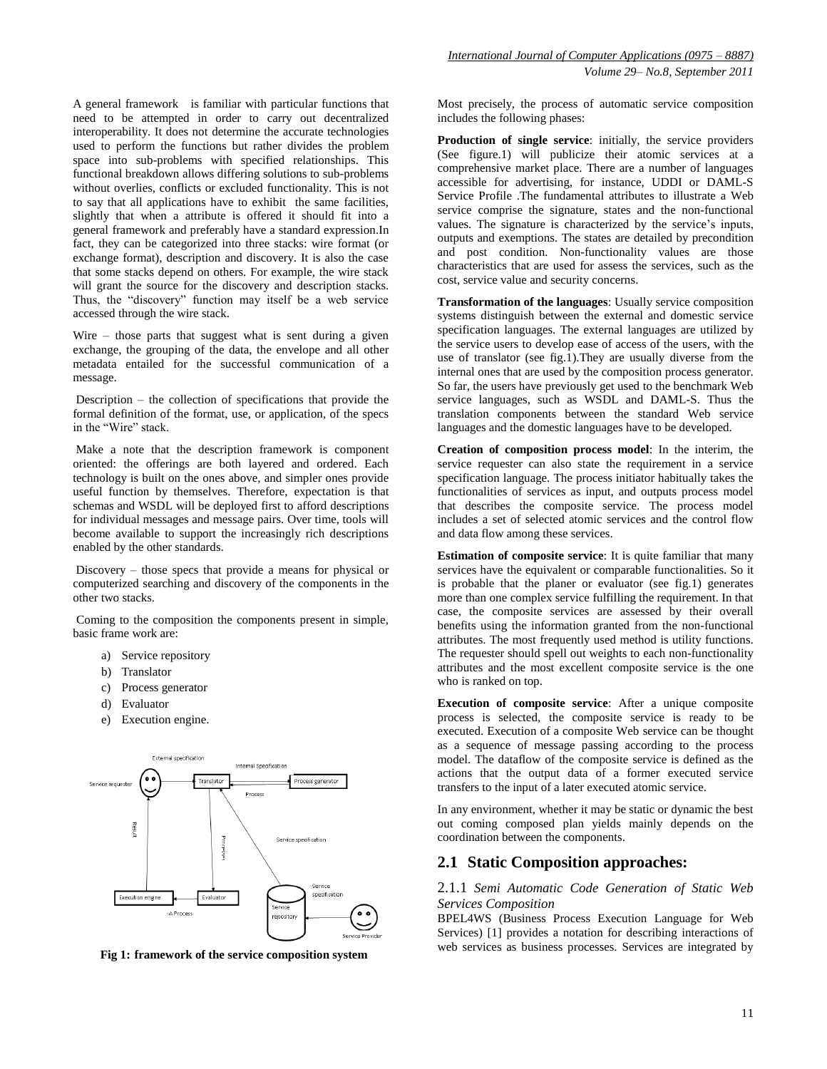A general framework is familiar with particular functions that need to be attempted in order to carry out decentralized interoperability. It does not determine the accurate technologies used to perform the functions but rather divides the problem space into sub-problems with specified relationships. This functional breakdown allows differing solutions to sub-problems without overlies, conflicts or excluded functionality. This is not to say that all applications have to exhibit the same facilities, slightly that when a attribute is offered it should fit into a general framework and preferably have a standard expression.In fact, they can be categorized into three stacks: wire format (or exchange format), description and discovery. It is also the case that some stacks depend on others. For example, the wire stack will grant the source for the discovery and description stacks. Thus, the "discovery" function may itself be a web service accessed through the wire stack.

Wire – those parts that suggest what is sent during a given exchange, the grouping of the data, the envelope and all other metadata entailed for the successful communication of a message.

Description – the collection of specifications that provide the formal definition of the format, use, or application, of the specs in the "Wire" stack.

Make a note that the description framework is component oriented: the offerings are both layered and ordered. Each technology is built on the ones above, and simpler ones provide useful function by themselves. Therefore, expectation is that schemas and WSDL will be deployed first to afford descriptions for individual messages and message pairs. Over time, tools will become available to support the increasingly rich descriptions enabled by the other standards.

Discovery – those specs that provide a means for physical or computerized searching and discovery of the components in the other two stacks.

Coming to the composition the components present in simple, basic frame work are:

a) Service repository
b) Translator
c) Process generator
d) Evaluator
e) Execution engine.

**Fig 1: framework of the service composition system**

Most precisely, the process of automatic service composition includes the following phases:

**Production of single service**: initially, the service providers (See figure.1) will publicize their atomic services at a comprehensive market place. There are a number of languages accessible for advertising, for instance, UDDI or DAML-S Service Profile .The fundamental attributes to illustrate a Web service comprise the signature, states and the non-functional values. The signature is characterized by the service's inputs, outputs and exemptions. The states are detailed by precondition and post condition. Non-functionality values are those characteristics that are used for assess the services, such as the cost, service value and security concerns.

**Transformation of the languages**: Usually service composition systems distinguish between the external and domestic service specification languages. The external languages are utilized by the service users to develop ease of access of the users, with the use of translator (see fig.1).They are usually diverse from the internal ones that are used by the composition process generator. So far, the users have previously get used to the benchmark Web service languages, such as WSDL and DAML-S. Thus the translation components between the standard Web service languages and the domestic languages have to be developed.

**Creation of composition process model**: In the interim, the service requester can also state the requirement in a service specification language. The process initiator habitually takes the functionalities of services as input, and outputs process model that describes the composite service. The process model includes a set of selected atomic services and the control flow and data flow among these services.

**Estimation of composite service**: It is quite familiar that many services have the equivalent or comparable functionalities. So it is probable that the planer or evaluator (see fig.1) generates more than one complex service fulfilling the requirement. In that case, the composite services are assessed by their overall benefits using the information granted from the non-functional attributes. The most frequently used method is utility functions. The requester should spell out weights to each non-functionality attributes and the most excellent composite service is the one who is ranked on top.

**Execution of composite service**: After a unique composite process is selected, the composite service is ready to be executed. Execution of a composite Web service can be thought as a sequence of message passing according to the process model. The dataflow of the composite service is defined as the actions that the output data of a former executed service transfers to the input of a later executed atomic service.

In any environment, whether it may be static or dynamic the best out coming composed plan yields mainly depends on the coordination between the components.

## 2.1 Static Composition approaches:

### 2.1.1 *Semi Automatic Code Generation of Static Web Services Composition*

BPEL4WS (Business Process Execution Language for Web Services) [1] provides a notation for describing interactions of web services as business processes. Services are integrated by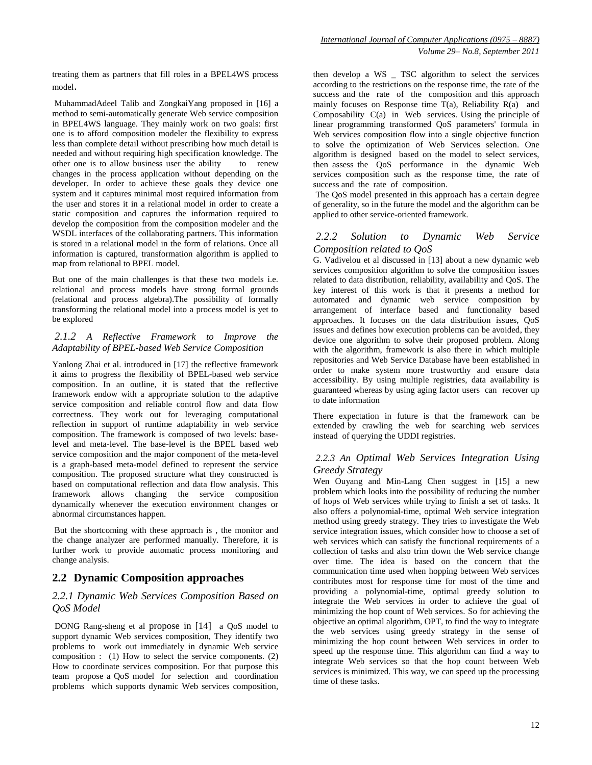treating them as partners that fill roles in a BPEL4WS process model.

MuhammadAdeel Talib and ZongkaiYang proposed in [16] a method to semi-automatically generate Web service composition in BPEL4WS language. They mainly work on two goals: first one is to afford composition modeler the flexibility to express less than complete detail without prescribing how much detail is needed and without requiring high specification knowledge. The other one is to allow business user the ability to renew changes in the process application without depending on the developer. In order to achieve these goals they device one system and it captures minimal most required information from the user and stores it in a relational model in order to create a static composition and captures the information required to develop the composition from the composition modeler and the WSDL interfaces of the collaborating partners. This information is stored in a relational model in the form of relations. Once all information is captured, transformation algorithm is applied to map from relational to BPEL model.

But one of the main challenges is that these two models i.e. relational and process models have strong formal grounds (relational and process algebra).The possibility of formally transforming the relational model into a process model is yet to be explored

#### *2.1.2 A Reflective Framework to Improve the Adaptability of BPEL-based Web Service Composition*

Yanlong Zhai et al. introduced in [17] the reflective framework it aims to progress the flexibility of BPEL-based web service composition. In an outline, it is stated that the reflective framework endow with a appropriate solution to the adaptive service composition and reliable control flow and data flow correctness. They work out for leveraging computational reflection in support of runtime adaptability in web service composition. The framework is composed of two levels: base-level and meta-level. The base-level is the BPEL based web service composition and the major component of the meta-level is a graph-based meta-model defined to represent the service composition. The proposed structure what they constructed is based on computational reflection and data flow analysis. This framework allows changing the service composition dynamically whenever the execution environment changes or abnormal circumstances happen.

But the shortcoming with these approach is , the monitor and the change analyzer are performed manually. Therefore, it is further work to provide automatic process monitoring and change analysis.

## 2.2 Dynamic Composition approaches

### *2.2.1 Dynamic Web Services Composition Based on QoS Model*

DONG Rang-sheng et al propose in [14] a QoS model to support dynamic Web services composition, They identify two problems to work out immediately in dynamic Web service composition : (1) How to select the service components. (2) How to coordinate services composition. For that purpose this team propose a QoS model for selection and coordination problems which supports dynamic Web services composition, then develop a WS _ TSC algorithm to select the services according to the restrictions on the response time, the rate of the success and the rate of the composition and this approach mainly focuses on Response time T(a), Reliability R(a) and Composability C(a) in Web services. Using the principle of linear programming transformed QoS parameters' formula in Web services composition flow into a single objective function to solve the optimization of Web Services selection. One algorithm is designed based on the model to select services, then assess the QoS performance in the dynamic Web services composition such as the response time, the rate of success and the rate of composition.

The QoS model presented in this approach has a certain degree of generality, so in the future the model and the algorithm can be applied to other service-oriented framework.

#### *2.2.2 Solution to Dynamic Web Service Composition related to QoS*

G. Vadivelou et al discussed in [13] about a new dynamic web services composition algorithm to solve the composition issues related to data distribution, reliability, availability and QoS. The key interest of this work is that it presents a method for automated and dynamic web service composition by arrangement of interface based and functionality based approaches. It focuses on the data distribution issues, QoS issues and defines how execution problems can be avoided, they device one algorithm to solve their proposed problem. Along with the algorithm, framework is also there in which multiple repositories and Web Service Database have been established in order to make system more trustworthy and ensure data accessibility. By using multiple registries, data availability is guaranteed whereas by using aging factor users can recover up to date information

There expectation in future is that the framework can be extended by crawling the web for searching web services instead of querying the UDDI registries.

#### *2.2.3 An Optimal Web Services Integration Using Greedy Strategy*

Wen Ouyang and Min-Lang Chen suggest in [15] a new problem which looks into the possibility of reducing the number of hops of Web services while trying to finish a set of tasks. It also offers a polynomial-time, optimal Web service integration method using greedy strategy. They tries to investigate the Web service integration issues, which consider how to choose a set of web services which can satisfy the functional requirements of a collection of tasks and also trim down the Web service change over time. The idea is based on the concern that the communication time used when hopping between Web services contributes most for response time for most of the time and providing a polynomial-time, optimal greedy solution to integrate the Web services in order to achieve the goal of minimizing the hop count of Web services. So for achieving the objective an optimal algorithm, OPT, to find the way to integrate the web services using greedy strategy in the sense of minimizing the hop count between Web services in order to speed up the response time. This algorithm can find a way to integrate Web services so that the hop count between Web services is minimized. This way, we can speed up the processing time of these tasks.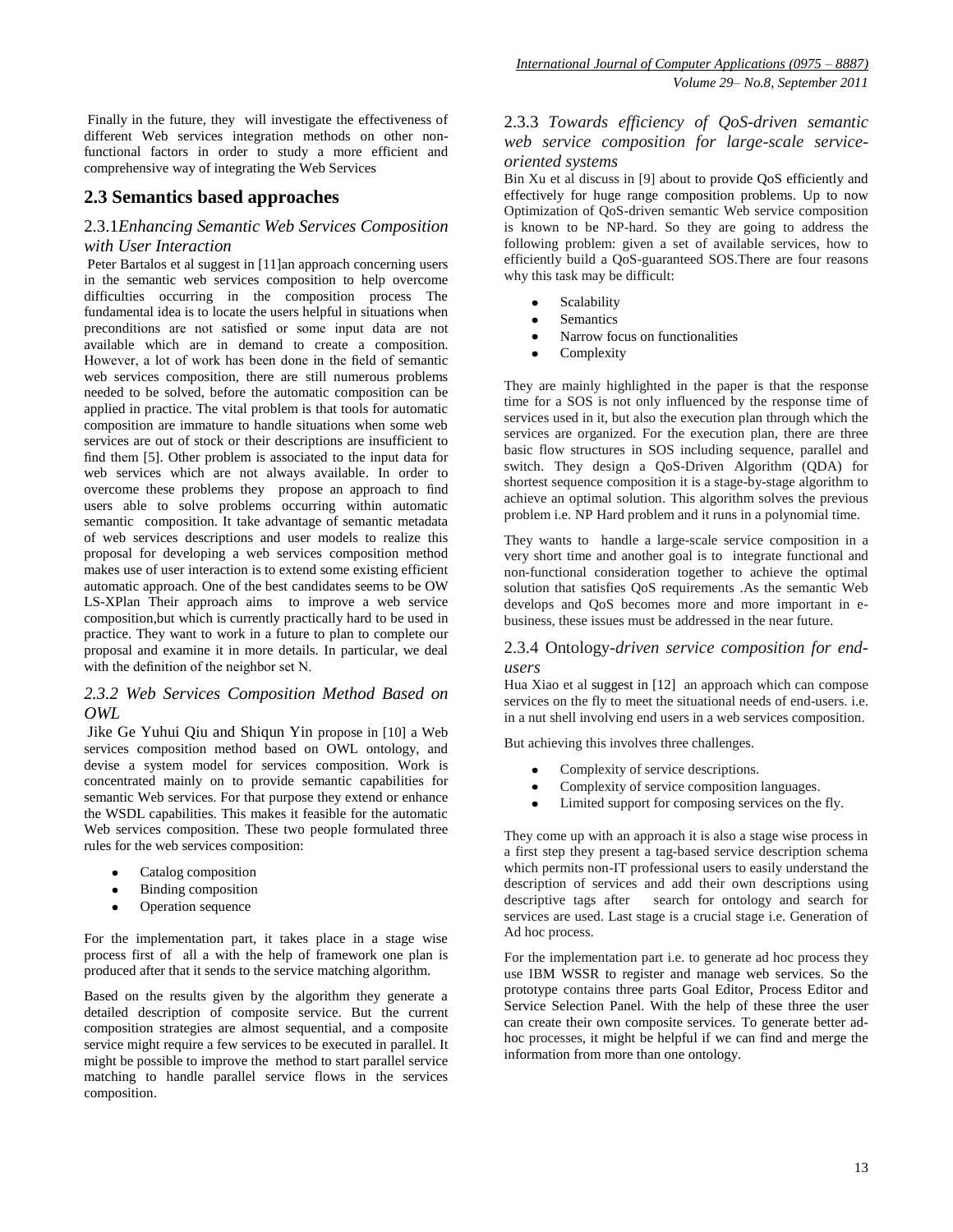Finally in the future, they will investigate the effectiveness of different Web services integration methods on other non-functional factors in order to study a more efficient and comprehensive way of integrating the Web Services

## 2.3 Semantics based approaches

### 2.3.1*Enhancing Semantic Web Services Composition with User Interaction*

Peter Bartalos et al suggest in [11]an approach concerning users in the semantic web services composition to help overcome difficulties occurring in the composition process The fundamental idea is to locate the users helpful in situations when preconditions are not satisfied or some input data are not available which are in demand to create a composition. However, a lot of work has been done in the field of semantic web services composition, there are still numerous problems needed to be solved, before the automatic composition can be applied in practice. The vital problem is that tools for automatic composition are immature to handle situations when some web services are out of stock or their descriptions are insufficient to find them [5]. Other problem is associated to the input data for web services which are not always available. In order to overcome these problems they propose an approach to find users able to solve problems occurring within automatic semantic composition. It take advantage of semantic metadata of web services descriptions and user models to realize this proposal for developing a web services composition method makes use of user interaction is to extend some existing efficient automatic approach. One of the best candidates seems to be OW LS-XPlan Their approach aims to improve a web service composition,but which is currently practically hard to be used in practice. They want to work in a future to plan to complete our proposal and examine it in more details. In particular, we deal with the definition of the neighbor set N.

### *2.3.2 Web Services Composition Method Based on OWL*

Jike Ge Yuhui Qiu and Shiqun Yin propose in [10] a Web services composition method based on OWL ontology, and devise a system model for services composition. Work is concentrated mainly on to provide semantic capabilities for semantic Web services. For that purpose they extend or enhance the WSDL capabilities. This makes it feasible for the automatic Web services composition. These two people formulated three rules for the web services composition:

- Catalog composition
- Binding composition
- Operation sequence

For the implementation part, it takes place in a stage wise process first of all a with the help of framework one plan is produced after that it sends to the service matching algorithm.

Based on the results given by the algorithm they generate a detailed description of composite service. But the current composition strategies are almost sequential, and a composite service might require a few services to be executed in parallel. It might be possible to improve the method to start parallel service matching to handle parallel service flows in the services composition.

### 2.3.3 *Towards efficiency of QoS-driven semantic web service composition for large-scale service-oriented systems*

Bin Xu et al discuss in [9] about to provide QoS efficiently and effectively for huge range composition problems. Up to now Optimization of QoS-driven semantic Web service composition is known to be NP-hard. So they are going to address the following problem: given a set of available services, how to efficiently build a QoS-guaranteed SOS.There are four reasons why this task may be difficult:

- Scalability
- Semantics
- Narrow focus on functionalities
- Complexity

They are mainly highlighted in the paper is that the response time for a SOS is not only influenced by the response time of services used in it, but also the execution plan through which the services are organized. For the execution plan, there are three basic flow structures in SOS including sequence, parallel and switch. They design a QoS-Driven Algorithm (QDA) for shortest sequence composition it is a stage-by-stage algorithm to achieve an optimal solution. This algorithm solves the previous problem i.e. NP Hard problem and it runs in a polynomial time.

They wants to handle a large-scale service composition in a very short time and another goal is to integrate functional and non-functional consideration together to achieve the optimal solution that satisfies QoS requirements .As the semantic Web develops and QoS becomes more and more important in e-business, these issues must be addressed in the near future.

### 2.3.4 Ontology-*driven service composition for end-users*

Hua Xiao et al suggest in [12] an approach which can compose services on the fly to meet the situational needs of end-users. i.e. in a nut shell involving end users in a web services composition.

But achieving this involves three challenges.

- Complexity of service descriptions.
- Complexity of service composition languages.
- Limited support for composing services on the fly.

They come up with an approach it is also a stage wise process in a first step they present a tag-based service description schema which permits non-IT professional users to easily understand the description of services and add their own descriptions using descriptive tags after search for ontology and search for services are used. Last stage is a crucial stage i.e. Generation of Ad hoc process.

For the implementation part i.e. to generate ad hoc process they use IBM WSSR to register and manage web services. So the prototype contains three parts Goal Editor, Process Editor and Service Selection Panel. With the help of these three the user can create their own composite services. To generate better ad-hoc processes, it might be helpful if we can find and merge the information from more than one ontology.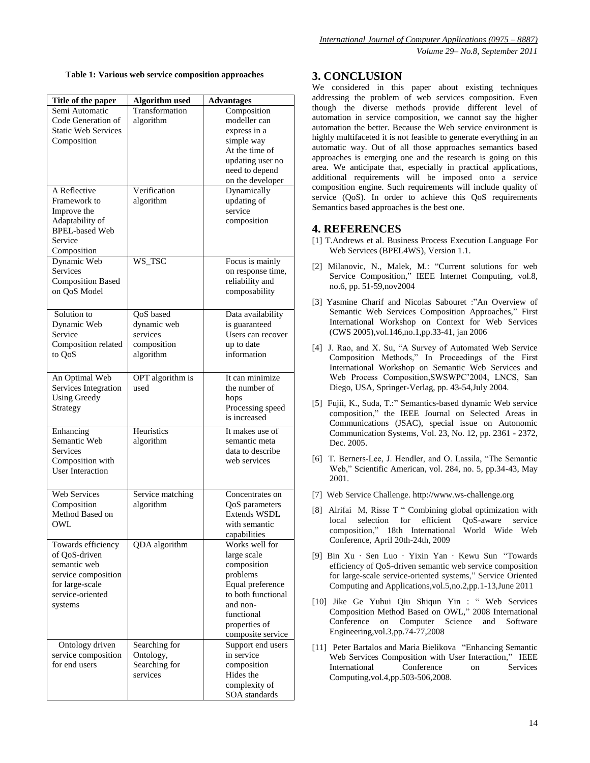**Table 1: Various web service composition approaches**

| Title of the paper | Algorithm used | Advantages |
|---|---|---|
| Semi Automatic Code Generation of Static Web Services Composition | Transformation algorithm | Composition modeller can express in a simple way At the time of updating user no need to depend on the developer |
| A Reflective Framework to Improve the Adaptability of BPEL-based Web Service Composition | Verification algorithm | Dynamically updating of service composition |
| Dynamic Web Services Composition Based on QoS Model | WS_TSC | Focus is mainly on response time, reliability and composability |
| Solution to Dynamic Web Service Composition related to QoS | QoS based dynamic web services composition algorithm | Data availability is guaranteed Users can recover up to date information |
| An Optimal Web Services Integration Using Greedy Strategy | OPT algorithm is used | It can minimize the number of hops Processing speed is increased |
| Enhancing Semantic Web Services Composition with User Interaction | Heuristics algorithm | It makes use of semantic meta data to describe web services |
| Web Services Composition Method Based on OWL | Service matching algorithm | Concentrates on QoS parameters Extends WSDL with semantic capabilities |
| Towards efficiency of QoS-driven semantic web service composition for large-scale service-oriented systems | QDA algorithm | Works well for large scale composition problems Equal preference to both functional and non-functional properties of composite service |
| Ontology driven service composition for end users | Searching for Ontology, Searching for services | Support end users in service composition Hides the complexity of SOA standards |

## 3. CONCLUSION

We considered in this paper about existing techniques addressing the problem of web services composition. Even though the diverse methods provide different level of automation in service composition, we cannot say the higher automation the better. Because the Web service environment is highly multifaceted it is not feasible to generate everything in an automatic way. Out of all those approaches semantics based approaches is emerging one and the research is going on this area. We anticipate that, especially in practical applications, additional requirements will be imposed onto a service composition engine. Such requirements will include quality of service (QoS). In order to achieve this QoS requirements Semantics based approaches is the best one.

## 4. REFERENCES

[1] T.Andrews et al. Business Process Execution Language For Web Services (BPEL4WS), Version 1.1.

[2] Milanovic, N., Malek, M.: "Current solutions for web Service Composition," IEEE Internet Computing, vol.8, no.6, pp. 51-59,nov2004

[3] Yasmine Charif and Nicolas Sabouret :"An Overview of Semantic Web Services Composition Approaches," First International Workshop on Context for Web Services (CWS 2005),vol.146,no.1,pp.33-41, jan 2006

[4] J. Rao, and X. Su, "A Survey of Automated Web Service Composition Methods," In Proceedings of the First International Workshop on Semantic Web Services and Web Process Composition,SWSWPC'2004, LNCS, San Diego, USA, Springer-Verlag, pp. 43-54,July 2004.

[5] Fujii, K., Suda, T.:" Semantics-based dynamic Web service composition," the IEEE Journal on Selected Areas in Communications (JSAC), special issue on Autonomic Communication Systems, Vol. 23, No. 12, pp. 2361 - 2372, Dec. 2005.

[6] T. Berners-Lee, J. Hendler, and O. Lassila, "The Semantic Web," Scientific American, vol. 284, no. 5, pp.34-43, May 2001.

[7] Web Service Challenge. http://www.ws-challenge.org

[8] Alrifai M, Risse T " Combining global optimization with local selection for efficient QoS-aware service composition," 18th International World Wide Web Conference, April 20th-24th, 2009

[9] Bin Xu · Sen Luo · Yixin Yan · Kewu Sun "Towards efficiency of QoS-driven semantic web service composition for large-scale service-oriented systems," Service Oriented Computing and Applications,vol.5,no.2,pp.1-13,June 2011

[10] Jike Ge Yuhui Qiu Shiqun Yin : " Web Services Composition Method Based on OWL," 2008 International Conference on Computer Science and Software Engineering,vol.3,pp.74-77,2008

[11] Peter Bartalos and Maria Bielikova "Enhancing Semantic Web Services Composition with User Interaction," IEEE International Conference on Services Computing,vol.4,pp.503-506,2008.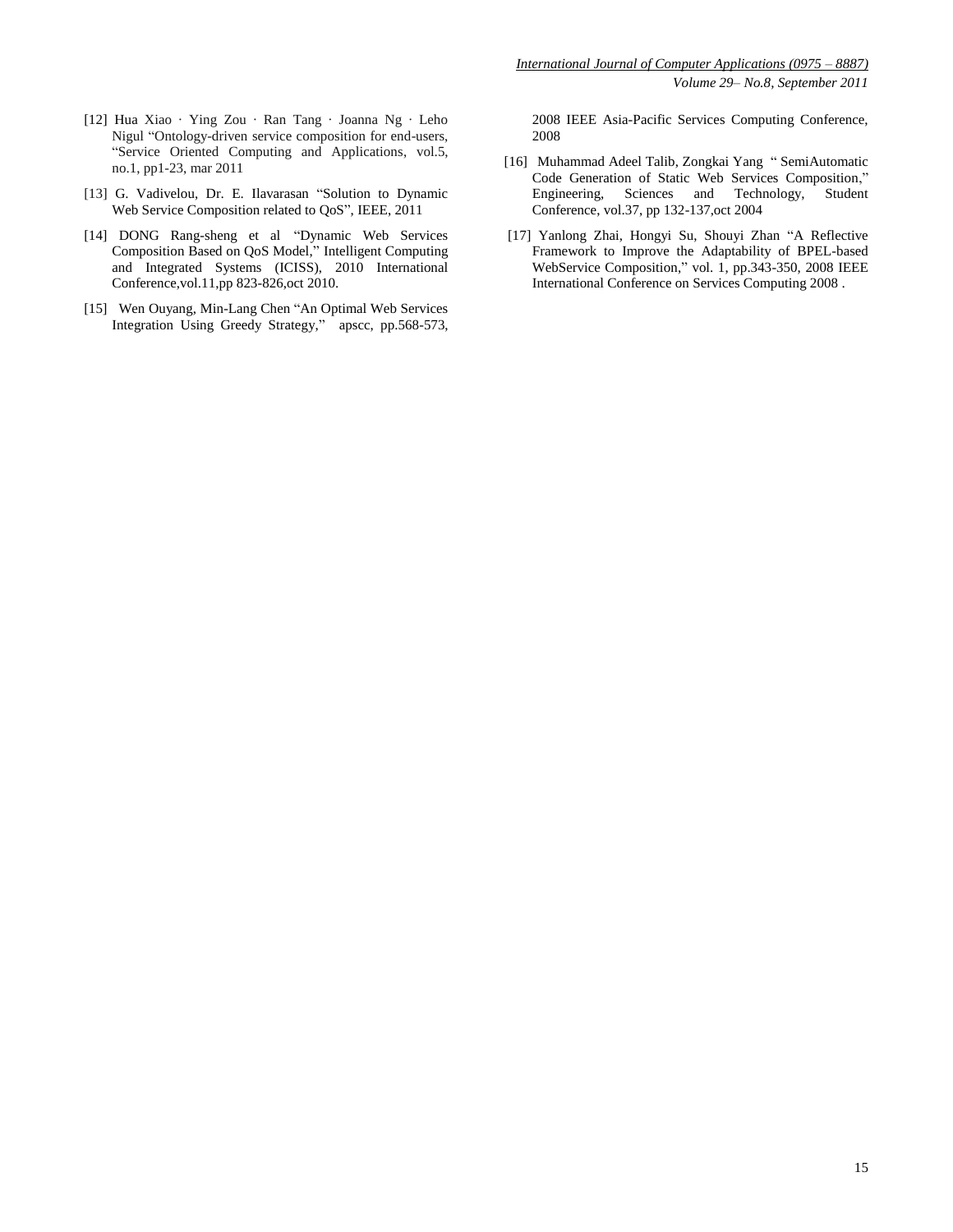[12] Hua Xiao · Ying Zou · Ran Tang · Joanna Ng · Leho Nigul "Ontology-driven service composition for end-users, "Service Oriented Computing and Applications, vol.5, no.1, pp1-23, mar 2011

[13] G. Vadivelou, Dr. E. Ilavarasan "Solution to Dynamic Web Service Composition related to QoS", IEEE, 2011

[14] DONG Rang-sheng et al "Dynamic Web Services Composition Based on QoS Model," Intelligent Computing and Integrated Systems (ICISS), 2010 International Conference,vol.11,pp 823-826,oct 2010.

[15] Wen Ouyang, Min-Lang Chen "An Optimal Web Services Integration Using Greedy Strategy," apscc, pp.568-573, 2008 IEEE Asia-Pacific Services Computing Conference, 2008

[16] Muhammad Adeel Talib, Zongkai Yang " SemiAutomatic Code Generation of Static Web Services Composition," Engineering, Sciences and Technology, Student Conference, vol.37, pp 132-137,oct 2004

[17] Yanlong Zhai, Hongyi Su, Shouyi Zhan "A Reflective Framework to Improve the Adaptability of BPEL-based WebService Composition," vol. 1, pp.343-350, 2008 IEEE International Conference on Services Computing 2008 .